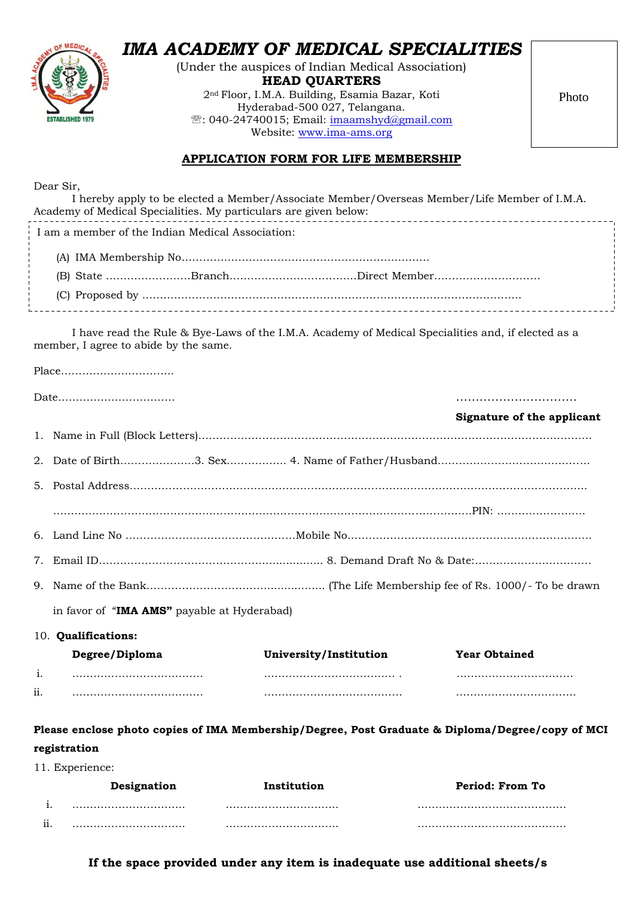# *IMA ACADEMY OF MEDICAL SPECIALITIES*

(Under the auspices of Indian Medical Association)

**HEAD QUARTERS**

2nd Floor, I.M.A. Building, Esamia Bazar, Koti
Hyderabad-500 027, Telangana.
☏: 040-24740015; Email: imaamshyd@gmail.com
Website: www.ima-ams.org

Photo

## APPLICATION FORM FOR LIFE MEMBERSHIP

Dear Sir,

I hereby apply to be elected a Member/Associate Member/Overseas Member/Life Member of I.M.A. Academy of Medical Specialities. My particulars are given below:

I am a member of the Indian Medical Association:

(A) IMA Membership No……………………………………………………………

(B) State ……………………Branch………………………………Direct Member…………………………

(C) Proposed by ………………………………………………………………………………………………

I have read the Rule & Bye-Laws of the I.M.A. Academy of Medical Specialities and, if elected as a member, I agree to abide by the same.

Place……………………………

Date……………………………

……………………………
**Signature of the applicant**

1. Name in Full (Block Letters)……………………………………………………………………………………………………
2. Date of Birth…………………3. Sex……………… 4. Name of Father/Husband……………………………………
5. Postal Address………………………………………………………………………………………………………………

   ……………………………………………………………………………………………………………PIN: ……………………
6. Land Line No …………………………………………Mobile No……………………………………………………………
7. Email ID………………………………………………………… 8. Demand Draft No & Date:……………………………
9. Name of the Bank…………………………………………… (The Life Membership fee of Rs. 1000/- To be drawn in favor of "**IMA AMS"** payable at Hyderabad)
10. **Qualifications:**

|  | Degree/Diploma | University/Institution | Year Obtained |
|---|---|---|---|
| i. | ……………………………… | ……………………………… . | …………………………… |
| ii. | ……………………………… | ………………………………… | ……………………………… |

**Please enclose photo copies of IMA Membership/Degree, Post Graduate & Diploma/Degree/copy of MCI registration**

11. Experience:

|  | Designation | Institution | Period: From To |
|---|---|---|---|
| i. | …………………………… | …………………………… | …………………………………… |
| ii. | …………………………… | …………………………… | …………………………………… |

**If the space provided under any item is inadequate use additional sheets/s**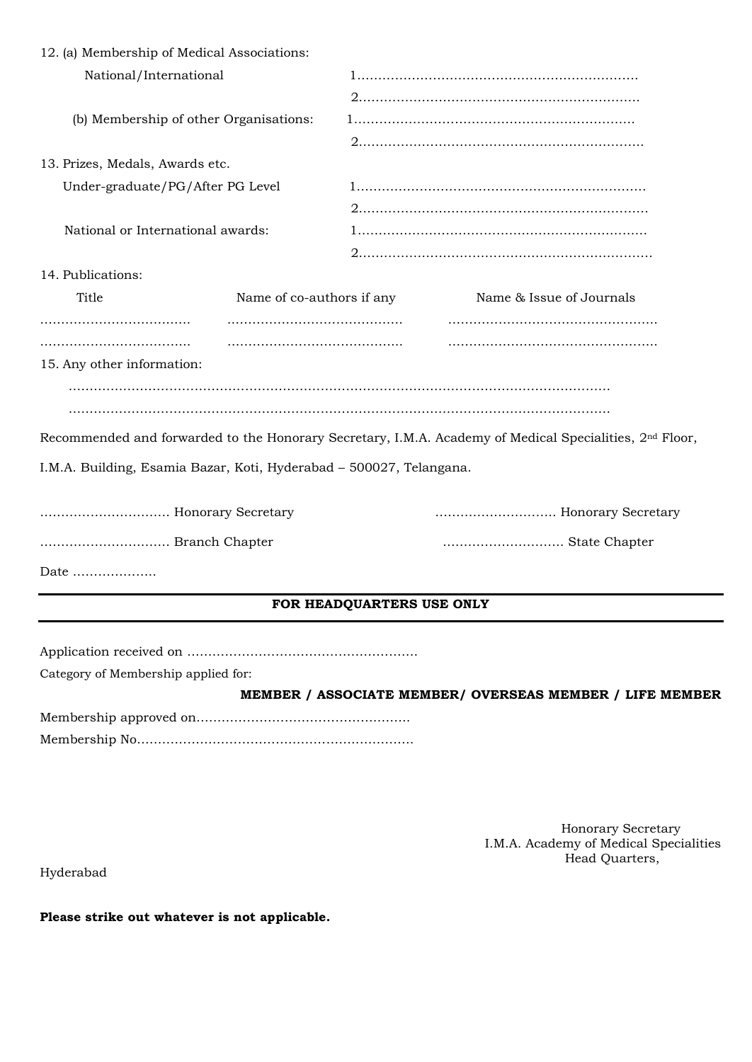12. (a) Membership of Medical Associations:

National/International 1…………………………………………………………

2…………………………………………………………

(b) Membership of other Organisations: 1…………………………………………………………

2…………………………………………………………

13. Prizes, Medals, Awards etc.

Under-graduate/PG/After PG Level 1…………………………………………………………

2…………………………………………………………

National or International awards: 1…………………………………………………………

2…………………………………………………………

14. Publications:

| Title | Name of co-authors if any | Name & Issue of Journals |
| --- | --- | --- |
| ……………………………… | …………………………………… | …………………………………………… |
| ……………………………… | …………………………………… | …………………………………………… |

15. Any other information:

……………………………………………………………………………………………………………………

……………………………………………………………………………………………………………………

Recommended and forwarded to the Honorary Secretary, I.M.A. Academy of Medical Specialities, 2nd Floor, I.M.A. Building, Esamia Bazar, Koti, Hyderabad – 500027, Telangana.

………………………… Honorary Secretary ………………………… Honorary Secretary

………………………… Branch Chapter ………………………… State Chapter

Date ………………..

**FOR HEADQUARTERS USE ONLY**

Application received on ……………………………………………….

Category of Membership applied for:

**MEMBER / ASSOCIATE MEMBER/ OVERSEAS MEMBER / LIFE MEMBER**

Membership approved on……………………………………………

Membership No…………………………………………………………

Honorary Secretary
I.M.A. Academy of Medical Specialities
Head Quarters,

Hyderabad

**Please strike out whatever is not applicable.**